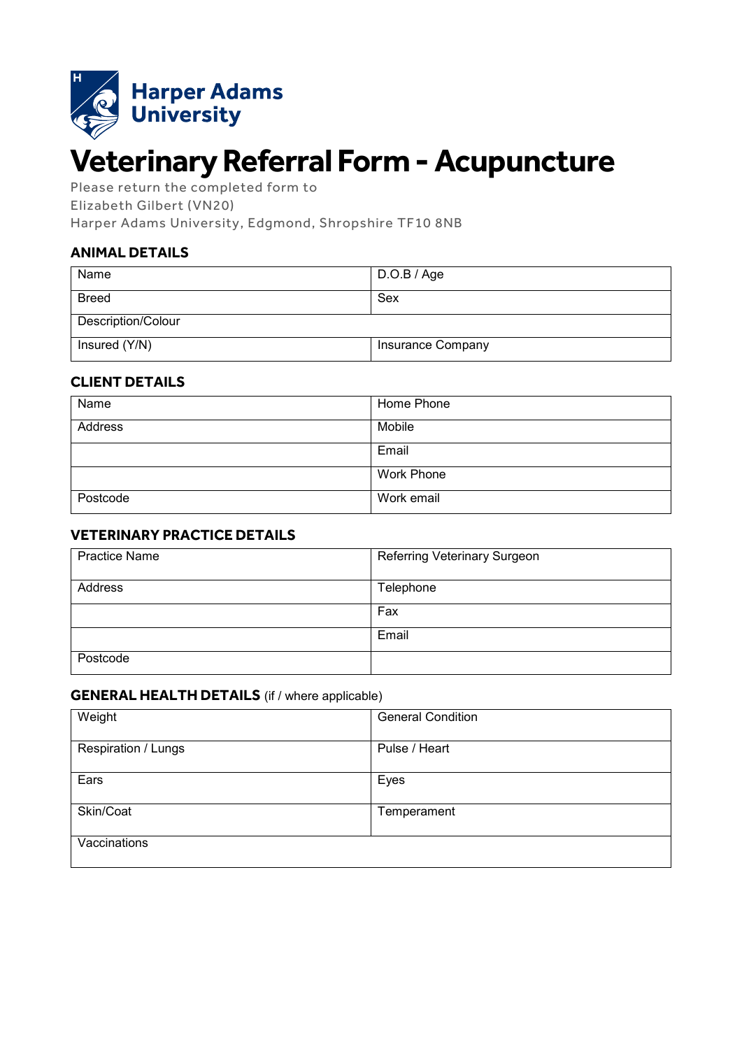Harper Adams University

# Veterinary Referral Form - Acupuncture

Please return the completed form to
Elizabeth Gilbert (VN20)
Harper Adams University, Edgmond, Shropshire TF10 8NB

## ANIMAL DETAILS

| Name | D.O.B / Age |
|---|---|
| Breed | Sex |
| Description/Colour | |
| Insured (Y/N) | Insurance Company |

## CLIENT DETAILS

| Name | Home Phone |
|---|---|
| Address | Mobile |
| | Email |
| | Work Phone |
| Postcode | Work email |

## VETERINARY PRACTICE DETAILS

| Practice Name | Referring Veterinary Surgeon |
|---|---|
| Address | Telephone |
| | Fax |
| | Email |
| Postcode | |

## GENERAL HEALTH DETAILS (if / where applicable)

| Weight | General Condition |
|---|---|
| Respiration / Lungs | Pulse / Heart |
| Ears | Eyes |
| Skin/Coat | Temperament |
| Vaccinations | |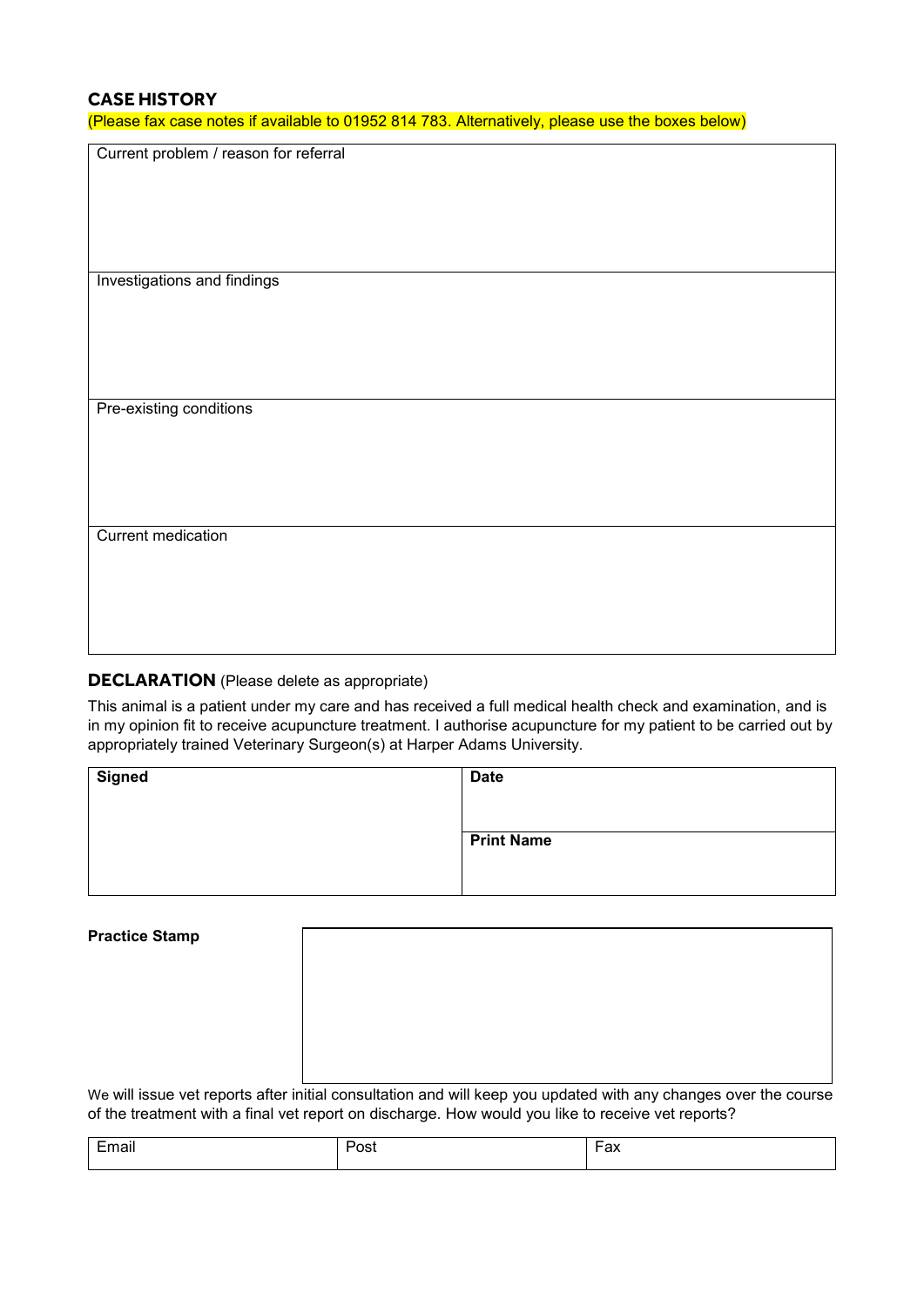## CASE HISTORY

(Please fax case notes if available to 01952 814 783. Alternatively, please use the boxes below)

| |
|---|
| Current problem / reason for referral |
| Investigations and findings |
| Pre-existing conditions |
| Current medication |

## DECLARATION (Please delete as appropriate)

This animal is a patient under my care and has received a full medical health check and examination, and is in my opinion fit to receive acupuncture treatment. I authorise acupuncture for my patient to be carried out by appropriately trained Veterinary Surgeon(s) at Harper Adams University.

| | |
|---|---|
| **Signed** | **Date** |
| | **Print Name** |

**Practice Stamp**

| |
|---|
| |

We will issue vet reports after initial consultation and will keep you updated with any changes over the course of the treatment with a final vet report on discharge. How would you like to receive vet reports?

| | | |
|---|---|---|
| Email | Post | Fax |